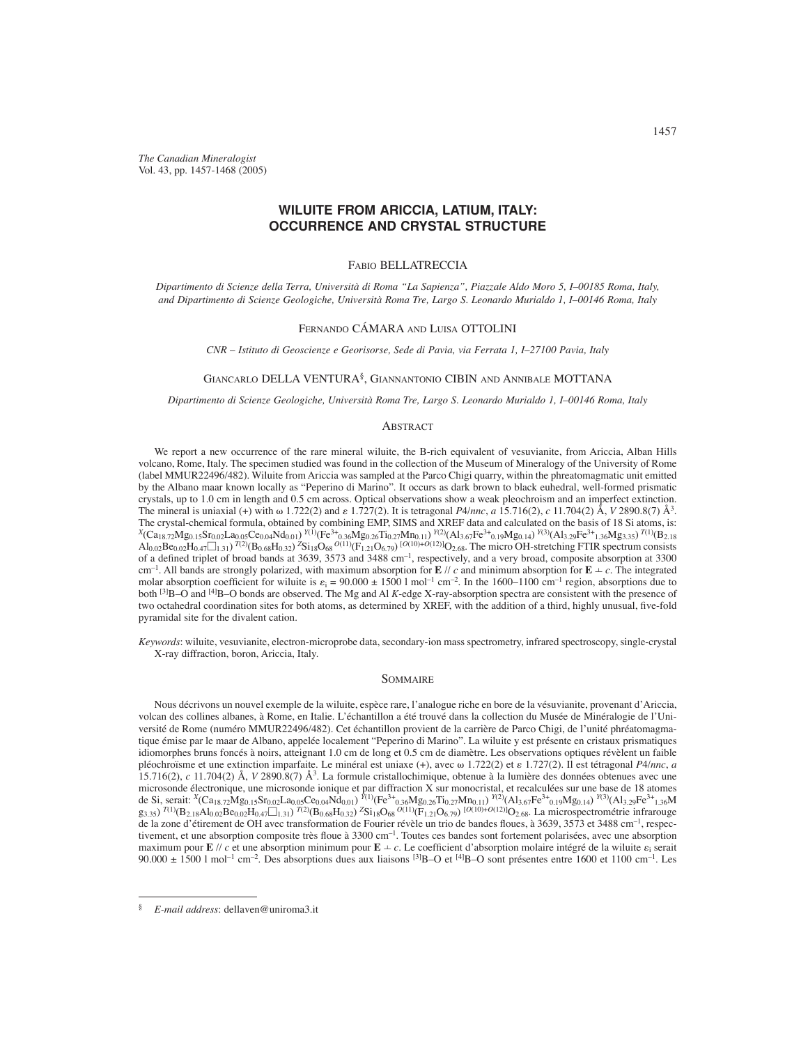*The Canadian Mineralogist*
Vol. 43, pp. 1457-1468 (2005)

# WILUITE FROM ARICCIA, LATIUM, ITALY: OCCURRENCE AND CRYSTAL STRUCTURE

Fabio BELLATRECCIA

*Dipartimento di Scienze della Terra, Università di Roma "La Sapienza", Piazzale Aldo Moro 5, I–00185 Roma, Italy, and Dipartimento di Scienze Geologiche, Università Roma Tre, Largo S. Leonardo Murialdo 1, I–00146 Roma, Italy*

Fernando CÁMARA and Luisa OTTOLINI

*CNR – Istituto di Geoscienze e Georisorse, Sede di Pavia, via Ferrata 1, I–27100 Pavia, Italy*

Giancarlo DELLA VENTURA§, Giannantonio CIBIN and Annibale MOTTANA

*Dipartimento di Scienze Geologiche, Università Roma Tre, Largo S. Leonardo Murialdo 1, I–00146 Roma, Italy*

## Abstract

We report a new occurrence of the rare mineral wiluite, the B-rich equivalent of vesuvianite, from Ariccia, Alban Hills volcano, Rome, Italy. The specimen studied was found in the collection of the Museum of Mineralogy of the University of Rome (label MMUR22496/482). Wiluite from Ariccia was sampled at the Parco Chigi quarry, within the phreatomagmatic unit emitted by the Albano maar known locally as "Peperino di Marino". It occurs as dark brown to black euhedral, well-formed prismatic crystals, up to 1.0 cm in length and 0.5 cm across. Optical observations show a weak pleochroism and an imperfect extinction. The mineral is uniaxial (+) with ω 1.722(2) and ε 1.727(2). It is tetragonal *P*4/*nnc*, *a* 15.716(2), *c* 11.704(2) Å, *V* 2890.8(7) Å$^3$. The crystal-chemical formula, obtained by combining EMP, SIMS and XREF data and calculated on the basis of 18 Si atoms, is: $^{X}(Ca_{18.72}Mg_{0.15}Sr_{0.02}La_{0.05}Ce_{0.04}Nd_{0.01})$ $^{Y(1)}(Fe^{3+}_{0.36}Mg_{0.26}Ti_{0.27}Mn_{0.11})$ $^{Y(2)}(Al_{3.67}Fe^{3+}_{0.19}Mg_{0.14})$ $^{Y(3)}(Al_{3.29}Fe^{3+}_{1.36}Mg_{3.35})$ $^{T(1)}(B_{2.18}Al_{0.02}Be_{0.02}H_{0.47}\square_{1.31})$ $^{T(2)}(B_{0.68}H_{0.32})$ $^{Z}Si_{18}O_{68}$ $^{O(11)}(F_{1.21}O_{6.79})$ $^{[O(10)+O(12)]}O_{2.68}$. The micro OH-stretching FTIR spectrum consists of a defined triplet of broad bands at 3639, 3573 and 3488 cm$^{-1}$, respectively, and a very broad, composite absorption at 3300 cm$^{-1}$. All bands are strongly polarized, with maximum absorption for **E** // *c* and minimum absorption for **E** ⊥ *c*. The integrated molar absorption coefficient for wiluite is $\varepsilon_i$ = 90.000 ± 1500 l mol$^{-1}$ cm$^{-2}$. In the 1600–1100 cm$^{-1}$ region, absorptions due to both $^{[3]}$B–O and $^{[4]}$B–O bonds are observed. The Mg and Al *K*-edge X-ray-absorption spectra are consistent with the presence of two octahedral coordination sites for both atoms, as determined by XREF, with the addition of a third, highly unusual, five-fold pyramidal site for the divalent cation.

*Keywords*: wiluite, vesuvianite, electron-microprobe data, secondary-ion mass spectrometry, infrared spectroscopy, single-crystal X-ray diffraction, boron, Ariccia, Italy.

## Sommaire

Nous décrivons un nouvel exemple de la wiluite, espèce rare, l'analogue riche en bore de la vésuvianite, provenant d'Ariccia, volcan des collines albanes, à Rome, en Italie. L'échantillon a été trouvé dans la collection du Musée de Minéralogie de l'Université de Rome (numéro MMUR22496/482). Cet échantillon provient de la carrière de Parco Chigi, de l'unité phréatomagmatique émise par le maar de Albano, appelée localement "Peperino di Marino". La wiluite y est présente en cristaux prismatiques idiomorphes bruns foncés à noirs, atteignant 1.0 cm de long et 0.5 cm de diamètre. Les observations optiques révèlent un faible pléochroïsme et une extinction imparfaite. Le minéral est uniaxe (+), avec ω 1.722(2) et ε 1.727(2). Il est tétragonal *P*4/*nnc*, *a* 15.716(2), *c* 11.704(2) Å, *V* 2890.8(7) Å$^3$. La formule cristallochimique, obtenue à la lumière des données obtenues avec une microsonde électronique, une microsonde ionique et par diffraction X sur monocristal, et recalculées sur une base de 18 atomes de Si, serait: $^{X}(Ca_{18.72}Mg_{0.15}Sr_{0.02}La_{0.05}Ce_{0.04}Nd_{0.01})$ $^{Y(1)}(Fe^{3+}_{0.36}Mg_{0.26}Ti_{0.27}Mn_{0.11})$ $^{Y(2)}(Al_{3.67}Fe^{3+}_{0.19}Mg_{0.14})$ $^{Y(3)}(Al_{3.29}Fe^{3+}_{1.36}Mg_{3.35})$ $^{T(1)}(B_{2.18}Al_{0.02}Be_{0.02}H_{0.47}\square_{1.31})$ $^{T(2)}(B_{0.68}H_{0.32})$ $^{Z}Si_{18}O_{68}$ $^{O(11)}(F_{1.21}O_{6.79})$ $^{[O(10)+O(12)]}O_{2.68}$. La microspectrométrie infrarouge de la zone d'étirement de OH avec transformation de Fourier révèle un trio de bandes floues, à 3639, 3573 et 3488 cm$^{-1}$, respectivement, et une absorption composite très floue à 3300 cm$^{-1}$. Toutes ces bandes sont fortement polarisées, avec une absorption maximum pour **E** // *c* et une absorption minimum pour **E** ⊥ *c*. Le coefficient d'absorption molaire intégré de la wiluite $\varepsilon_i$ serait 90.000 ± 1500 l mol$^{-1}$ cm$^{-2}$. Des absorptions dues aux liaisons $^{[3]}$B–O et $^{[4]}$B–O sont présentes entre 1600 et 1100 cm$^{-1}$. Les

§ *E-mail address*: dellaven@uniroma3.it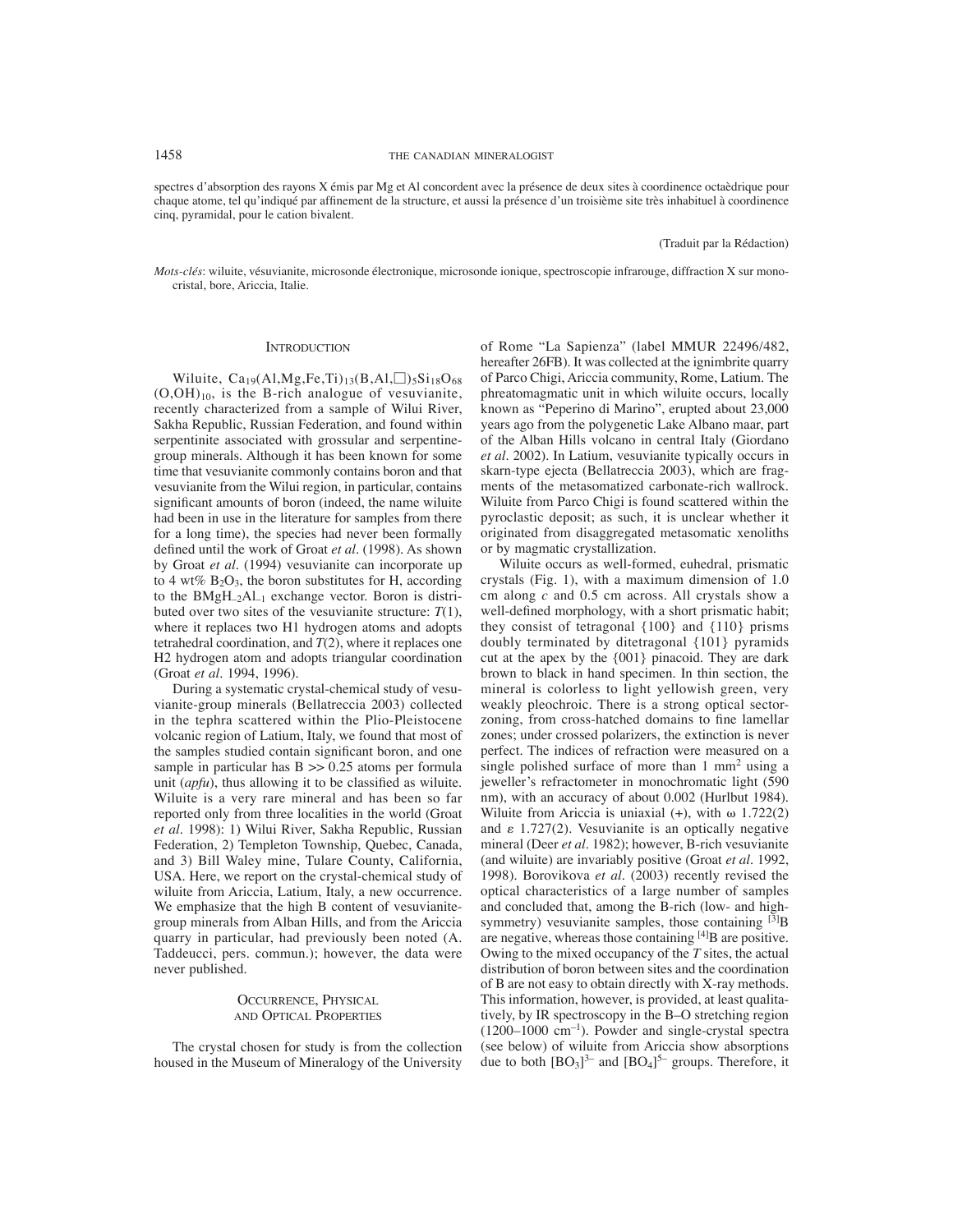spectres d'absorption des rayons X émis par Mg et Al concordent avec la présence de deux sites à coordinence octaèdrique pour chaque atome, tel qu'indiqué par affinement de la structure, et aussi la présence d'un troisième site très inhabituel à coordinence cinq, pyramidal, pour le cation bivalent.

(Traduit par la Rédaction)

*Mots-clés*: wiluite, vésuvianite, microsonde électronique, microsonde ionique, spectroscopie infrarouge, diffraction X sur monocristal, bore, Ariccia, Italie.

## Introduction

Wiluite, $Ca_{19}(Al,Mg,Fe,Ti)_{13}(B,Al,\square)_5Si_{18}O_{68}(O,OH)_{10}$, is the B-rich analogue of vesuvianite, recently characterized from a sample of Wilui River, Sakha Republic, Russian Federation, and found within serpentinite associated with grossular and serpentine-group minerals. Although it has been known for some time that vesuvianite commonly contains boron and that vesuvianite from the Wilui region, in particular, contains significant amounts of boron (indeed, the name wiluite had been in use in the literature for samples from there for a long time), the species had never been formally defined until the work of Groat *et al.* (1998). As shown by Groat *et al.* (1994) vesuvianite can incorporate up to 4 wt% $B_2O_3$, the boron substitutes for H, according to the $BMgH_{-2}Al_{-1}$ exchange vector. Boron is distributed over two sites of the vesuvianite structure: *T*(1), where it replaces two H1 hydrogen atoms and adopts tetrahedral coordination, and *T*(2), where it replaces one H2 hydrogen atom and adopts triangular coordination (Groat *et al.* 1994, 1996).

During a systematic crystal-chemical study of vesuvianite-group minerals (Bellatreccia 2003) collected in the tephra scattered within the Plio-Pleistocene volcanic region of Latium, Italy, we found that most of the samples studied contain significant boron, and one sample in particular has $B >> 0.25$ atoms per formula unit (*apfu*), thus allowing it to be classified as wiluite. Wiluite is a very rare mineral and has been so far reported only from three localities in the world (Groat *et al.* 1998): 1) Wilui River, Sakha Republic, Russian Federation, 2) Templeton Township, Quebec, Canada, and 3) Bill Waley mine, Tulare County, California, USA. Here, we report on the crystal-chemical study of wiluite from Ariccia, Latium, Italy, a new occurrence. We emphasize that the high B content of vesuvianite-group minerals from Alban Hills, and from the Ariccia quarry in particular, had previously been noted (A. Taddeucci, pers. commun.); however, the data were never published.

## Occurrence, Physical and Optical Properties

The crystal chosen for study is from the collection housed in the Museum of Mineralogy of the University of Rome "La Sapienza" (label MMUR 22496/482, hereafter 26FB). It was collected at the ignimbrite quarry of Parco Chigi, Ariccia community, Rome, Latium. The phreatomagmatic unit in which wiluite occurs, locally known as "Peperino di Marino", erupted about 23,000 years ago from the polygenetic Lake Albano maar, part of the Alban Hills volcano in central Italy (Giordano *et al.* 2002). In Latium, vesuvianite typically occurs in skarn-type ejecta (Bellatreccia 2003), which are fragments of the metasomatized carbonate-rich wallrock. Wiluite from Parco Chigi is found scattered within the pyroclastic deposit; as such, it is unclear whether it originated from disaggregated metasomatic xenoliths or by magmatic crystallization.

Wiluite occurs as well-formed, euhedral, prismatic crystals (Fig. 1), with a maximum dimension of 1.0 cm along *c* and 0.5 cm across. All crystals show a well-defined morphology, with a short prismatic habit; they consist of tetragonal {100} and {110} prisms doubly terminated by ditetragonal {101} pyramids cut at the apex by the {001} pinacoid. They are dark brown to black in hand specimen. In thin section, the mineral is colorless to light yellowish green, very weakly pleochroic. There is a strong optical sector-zoning, from cross-hatched domains to fine lamellar zones; under crossed polarizers, the extinction is never perfect. The indices of refraction were measured on a single polished surface of more than 1 $mm^2$ using a jeweller's refractometer in monochromatic light (590 nm), with an accuracy of about 0.002 (Hurlbut 1984). Wiluite from Ariccia is uniaxial (+), with ω 1.722(2) and ε 1.727(2). Vesuvianite is an optically negative mineral (Deer *et al.* 1982); however, B-rich vesuvianite (and wiluite) are invariably positive (Groat *et al.* 1992, 1998). Borovikova *et al.* (2003) recently revised the optical characteristics of a large number of samples and concluded that, among the B-rich (low- and high-symmetry) vesuvianite samples, those containing $^{[3]}B$ are negative, whereas those containing $^{[4]}B$ are positive. Owing to the mixed occupancy of the *T* sites, the actual distribution of boron between sites and the coordination of B are not easy to obtain directly with X-ray methods. This information, however, is provided, at least qualitatively, by IR spectroscopy in the B–O stretching region (1200–1000 $cm^{-1}$). Powder and single-crystal spectra (see below) of wiluite from Ariccia show absorptions due to both $[BO_3]^{3-}$ and $[BO_4]^{5-}$ groups. Therefore, it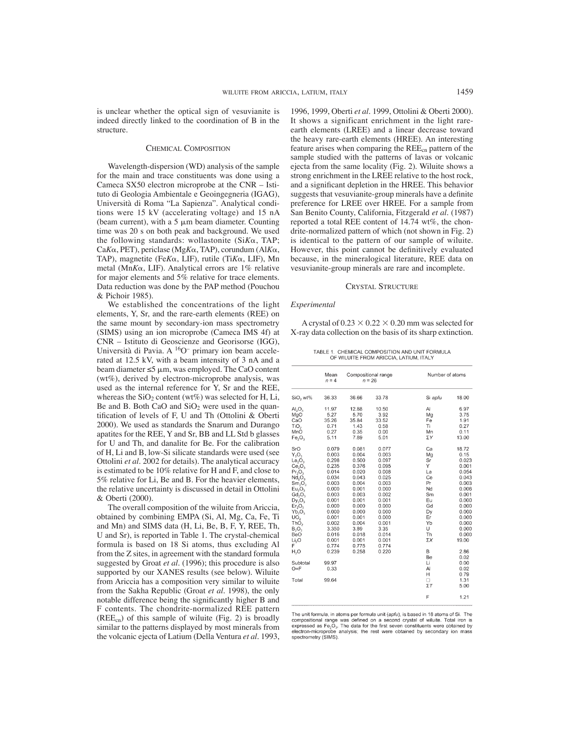is unclear whether the optical sign of vesuvianite is indeed directly linked to the coordination of B in the structure.

## Chemical Composition

Wavelength-dispersion (WD) analysis of the sample for the main and trace constituents was done using a Cameca SX50 electron microprobe at the CNR – Istituto di Geologia Ambientale e Geoingegneria (IGAG), Università di Roma "La Sapienza". Analytical conditions were 15 kV (accelerating voltage) and 15 nA (beam current), with a 5 μm beam diameter. Counting time was 20 s on both peak and background. We used the following standards: wollastonite (Si*K*α, TAP; Ca*K*α, PET), periclase (Mg*K*α, TAP), corundum (Al*K*α, TAP), magnetite (Fe*K*α, LIF), rutile (Ti*K*α, LIF), Mn metal (Mn*K*α, LIF). Analytical errors are 1% relative for major elements and 5% relative for trace elements. Data reduction was done by the PAP method (Pouchou & Pichoir 1985).

We established the concentrations of the light elements, Y, Sr, and the rare-earth elements (REE) on the same mount by secondary-ion mass spectrometry (SIMS) using an ion microprobe (Cameca IMS 4f) at CNR – Istituto di Geoscienze and Georisorse (IGG), Università di Pavia. A $^{16}O^{-}$ primary ion beam accelerated at 12.5 kV, with a beam intensity of 3 nA and a beam diameter ≤5 μm, was employed. The CaO content (wt%), derived by electron-microprobe analysis, was used as the internal reference for Y, Sr and the REE, whereas the $SiO_2$ content (wt%) was selected for H, Li, Be and B. Both CaO and $SiO_2$ were used in the quantification of levels of F, U and Th (Ottolini & Oberti 2000). We used as standards the Snarum and Durango apatites for the REE, Y and Sr, BB and LL Std b glasses for U and Th, and danalite for Be. For the calibration of H, Li and B, low-Si silicate standards were used (see Ottolini *et al*. 2002 for details). The analytical accuracy is estimated to be 10% relative for H and F, and close to 5% relative for Li, Be and B. For the heavier elements, the relative uncertainty is discussed in detail in Ottolini & Oberti (2000).

The overall composition of the wiluite from Ariccia, obtained by combining EMPA (Si, Al, Mg, Ca, Fe, Ti and Mn) and SIMS data (H, Li, Be, B, F, Y, REE, Th, U and Sr), is reported in Table 1. The crystal-chemical formula is based on 18 Si atoms, thus excluding Al from the Z sites, in agreement with the standard formula suggested by Groat *et al*. (1996); this procedure is also supported by our XANES results (see below). Wiluite from Ariccia has a composition very similar to wiluite from the Sakha Republic (Groat *et al*. 1998), the only notable difference being the significantly higher B and F contents. The chondrite-normalized REE pattern ($REE_{cn}$) of this sample of wiluite (Fig. 2) is broadly similar to the patterns displayed by most minerals from the volcanic ejecta of Latium (Della Ventura *et al*. 1993, 1996, 1999, Oberti *et al*. 1999, Ottolini & Oberti 2000). It shows a significant enrichment in the light rare-earth elements (LREE) and a linear decrease toward the heavy rare-earth elements (HREE). An interesting feature arises when comparing the $REE_{cn}$ pattern of the sample studied with the patterns of lavas or volcanic ejecta from the same locality (Fig. 2). Wiluite shows a strong enrichment in the LREE relative to the host rock, and a significant depletion in the HREE. This behavior suggests that vesuvianite-group minerals have a definite preference for LREE over HREE. For a sample from San Benito County, California, Fitzgerald *et al*. (1987) reported a total REE content of 14.74 wt%, the chondrite-normalized pattern of which (not shown in Fig. 2) is identical to the pattern of our sample of wiluite. However, this point cannot be definitively evaluated because, in the mineralogical literature, REE data on vesuvianite-group minerals are rare and incomplete.

## Crystal Structure

### *Experimental*

A crystal of 0.23 × 0.22 × 0.20 mm was selected for X-ray data collection on the basis of its sharp extinction.

TABLE 1. CHEMICAL COMPOSITION AND UNIT FORMULA OF WILUITE FROM ARICCIA, LATIUM, ITALY

| | Mean $n = 4$ | Compositional range $n = 26$ | | Number of atoms | |
|---|---|---|---|---|---|
| $SiO_2$ wt% | 36.33 | 36.66 | 33.78 | Si *apfu* | 18.00 |
| $Al_2O_3$ | 11.97 | 12.88 | 10.50 | Al | 6.97 |
| MgO | 5.27 | 5.70 | 3.92 | Mg | 3.75 |
| CaO | 35.26 | 35.84 | 33.52 | Fe | 1.91 |
| $TiO_2$ | 0.71 | 1.43 | 0.58 | Ti | 0.27 |
| MnO | 0.27 | 0.35 | 0.00 | Mn | 0.11 |
| $Fe_2O_3$ | 5.11 | 7.89 | 5.01 | ΣY | 13.00 |
| SrO | 0.079 | 0.081 | 0.077 | Ca | 18.72 |
| $Y_2O_3$ | 0.003 | 0.004 | 0.003 | Mg | 0.15 |
| $La_2O_3$ | 0.298 | 0.500 | 0.097 | Sr | 0.023 |
| $Ce_2O_3$ | 0.235 | 0.376 | 0.095 | Y | 0.001 |
| $Pr_2O_3$ | 0.014 | 0.020 | 0.008 | La | 0.054 |
| $Nd_2O_3$ | 0.034 | 0.043 | 0.025 | Ce | 0.043 |
| $Sm_2O_3$ | 0.003 | 0.004 | 0.003 | Pr | 0.003 |
| $Eu_2O_3$ | 0.000 | 0.001 | 0.000 | Nd | 0.006 |
| $Gd_2O_3$ | 0.003 | 0.003 | 0.002 | Sm | 0.001 |
| $Dy_2O_3$ | 0.001 | 0.001 | 0.001 | Eu | 0.000 |
| $Er_2O_3$ | 0.000 | 0.000 | 0.000 | Gd | 0.000 |
| $Yb_2O_3$ | 0.000 | 0.000 | 0.000 | Dy | 0.000 |
| $UO_2$ | 0.001 | 0.001 | 0.000 | Er | 0.000 |
| $ThO_2$ | 0.002 | 0.004 | 0.001 | Yb | 0.000 |
| $B_2O_3$ | 3.350 | 3.89 | 3.35 | U | 0.000 |
| BeO | 0.016 | 0.018 | 0.014 | Th | 0.000 |
| $Li_2O$ | 0.001 | 0.001 | 0.001 | ΣX | 19.00 |
| F | 0.774 | 0.775 | 0.774 | | |
| $H_2O$ | 0.239 | 0.258 | 0.220 | B | 2.86 |
| | | | | Be | 0.02 |
| Subtotal | 99.97 | | | Li | 0.00 |
| O=F | 0.33 | | | Al | 0.02 |
| | | | | H | 0.79 |
| Total | 99.64 | | | □ | 1.31 |
| | | | | ΣT | 5.00 |
| | | | | F | 1.21 |

The unit formula, in atoms per formula unit (*apfu*), is based in 18 atoms of Si. The compositional range was defined on a second crystal of wiluite. Total iron is expressed as $Fe_2O_3$. The data for the first seven constituents were obtained by electron-microprobe analysis; the rest were obtained by secondary ion mass spectrometry (SIMS).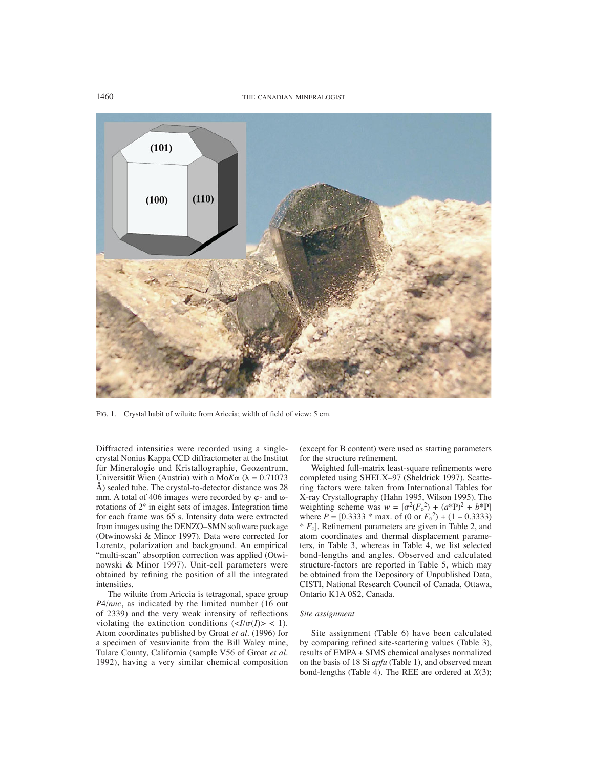FIG. 1. Crystal habit of wiluite from Ariccia; width of field of view: 5 cm.

Diffracted intensities were recorded using a single-crystal Nonius Kappa CCD diffractometer at the Institut für Mineralogie und Kristallographie, Geozentrum, Universität Wien (Austria) with a Mo$K\alpha$ ($\lambda$ = 0.71073 Å) sealed tube. The crystal-to-detector distance was 28 mm. A total of 406 images were recorded by $\varphi$- and $\omega$-rotations of 2° in eight sets of images. Integration time for each frame was 65 s. Intensity data were extracted from images using the DENZO–SMN software package (Otwinowski & Minor 1997). Data were corrected for Lorentz, polarization and background. An empirical "multi-scan" absorption correction was applied (Otwinowski & Minor 1997). Unit-cell parameters were obtained by refining the position of all the integrated intensities.

The wiluite from Ariccia is tetragonal, space group *P*4/*nnc*, as indicated by the limited number (16 out of 2339) and the very weak intensity of reflections violating the extinction conditions ($<I/\sigma(I)> < 1$). Atom coordinates published by Groat *et al.* (1996) for a specimen of vesuvianite from the Bill Waley mine, Tulare County, California (sample V56 of Groat *et al.* 1992), having a very similar chemical composition (except for B content) were used as starting parameters for the structure refinement.

Weighted full-matrix least-square refinements were completed using SHELX–97 (Sheldrick 1997). Scattering factors were taken from International Tables for X-ray Crystallography (Hahn 1995, Wilson 1995). The weighting scheme was $w = [\sigma^2(F_o^2) + (a^*P)^2 + b^*P]$ where $P = [0.3333 * \text{max. of } (0 \text{ or } F_o^2) + (1 - 0.3333) * F_c]$. Refinement parameters are given in Table 2, and atom coordinates and thermal displacement parameters, in Table 3, whereas in Table 4, we list selected bond-lengths and angles. Observed and calculated structure-factors are reported in Table 5, which may be obtained from the Depository of Unpublished Data, CISTI, National Research Council of Canada, Ottawa, Ontario K1A 0S2, Canada.

### *Site assignment*

Site assignment (Table 6) have been calculated by comparing refined site-scattering values (Table 3), results of EMPA + SIMS chemical analyses normalized on the basis of 18 Si *apfu* (Table 1), and observed mean bond-lengths (Table 4). The REE are ordered at *X*(3);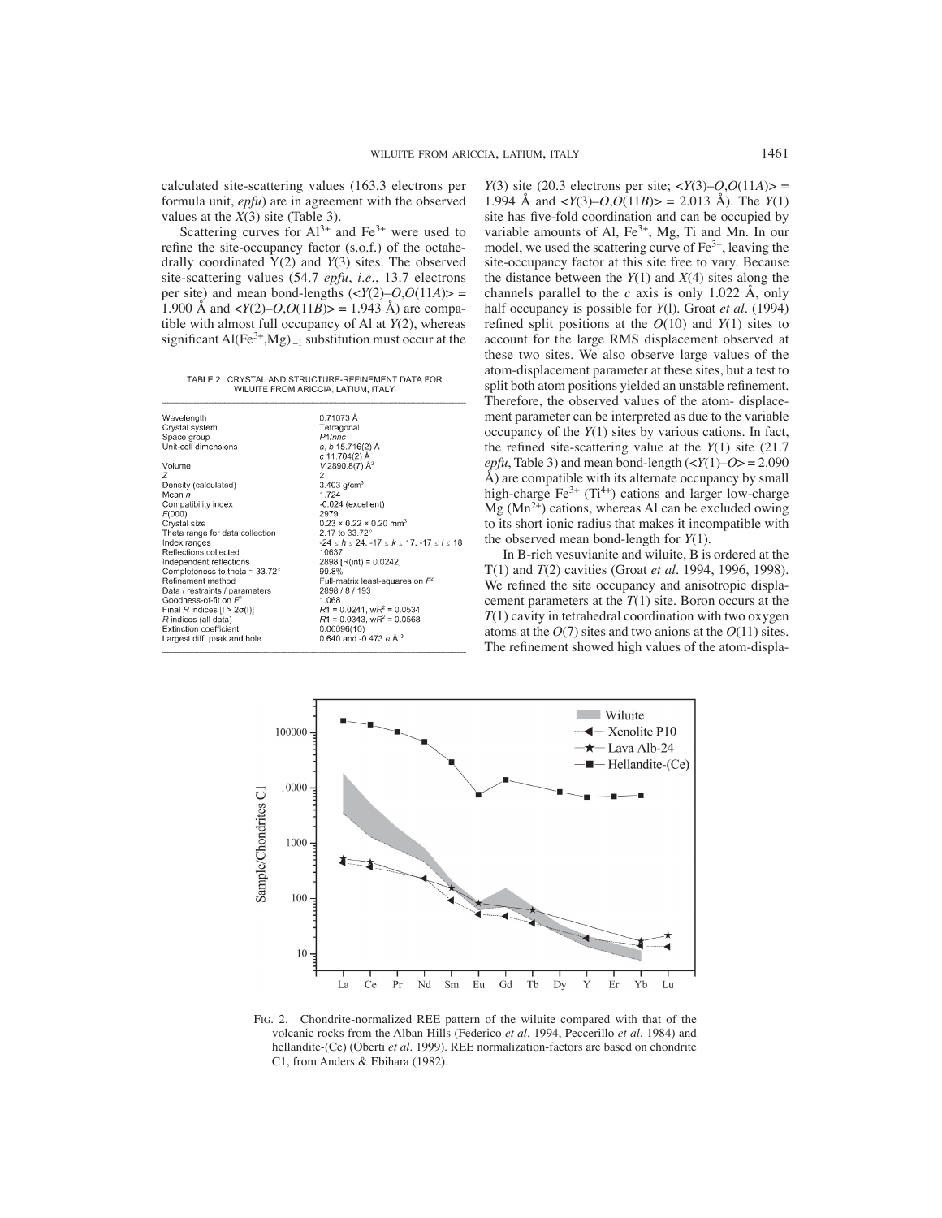calculated site-scattering values (163.3 electrons per formula unit, *epfu*) are in agreement with the observed values at the $X(3)$ site (Table 3).

Scattering curves for $Al^{3+}$ and $Fe^{3+}$ were used to refine the site-occupancy factor (s.o.f.) of the octahedrally coordinated $Y(2)$ and $Y(3)$ sites. The observed site-scattering values (54.7 *epfu*, *i.e.*, 13.7 electrons per site) and mean bond-lengths ($\langle Y(2)–O,O(11A)\rangle$ = 1.900 Å and $\langle Y(2)–O,O(11B)\rangle$ = 1.943 Å) are compatible with almost full occupancy of Al at $Y(2)$, whereas significant $Al(Fe^{3+},Mg)_{-1}$ substitution must occur at the $Y(3)$ site (20.3 electrons per site; $\langle Y(3)–O,O(11A)\rangle$ = 1.994 Å and $\langle Y(3)–O,O(11B)\rangle$ = 2.013 Å). The $Y(1)$ site has five-fold coordination and can be occupied by variable amounts of Al, $Fe^{3+}$, Mg, Ti and Mn. In our model, we used the scattering curve of $Fe^{3+}$, leaving the site-occupancy factor at this site free to vary. Because the distance between the $Y(1)$ and $X(4)$ sites along the channels parallel to the *c* axis is only 1.022 Å, only half occupancy is possible for $Y(1)$. Groat *et al.* (1994) refined split positions at the $O(10)$ and $Y(1)$ sites to account for the large RMS displacement observed at these two sites. We also observe large values of the atom-displacement parameter at these sites, but a test to split both atom positions yielded an unstable refinement. Therefore, the observed values of the atom- displacement parameter can be interpreted as due to the variable occupancy of the $Y(1)$ sites by various cations. In fact, the refined site-scattering value at the $Y(1)$ site (21.7 *epfu*, Table 3) and mean bond-length ($\langle Y(1)–O\rangle$ = 2.090 Å) are compatible with its alternate occupancy by small high-charge $Fe^{3+}$ ($Ti^{4+}$) cations and larger low-charge Mg ($Mn^{2+}$) cations, whereas Al can be excluded owing to its short ionic radius that makes it incompatible with the observed mean bond-length for $Y(1)$.

In B-rich vesuvianite and wiluite, B is ordered at the T(1) and $T(2)$ cavities (Groat *et al.* 1994, 1996, 1998). We refined the site occupancy and anisotropic displacement parameters at the $T(1)$ site. Boron occurs at the $T(1)$ cavity in tetrahedral coordination with two oxygen atoms at the $O(7)$ sites and two anions at the $O(11)$ sites. The refinement showed high values of the atom-displa-

TABLE 2. CRYSTAL AND STRUCTURE-REFINEMENT DATA FOR WILUITE FROM ARICCIA, LATIUM, ITALY

| | |
|---|---|
| Wavelength | 0.71073 Å |
| Crystal system | Tetragonal |
| Space group | *P4/nnc* |
| Unit-cell dimensions | *a*, *b* 15.716(2) Å |
| | *c* 11.704(2) Å |
| Volume | *V* 2890.8(7) Å$^3$ |
| *Z* | 2 |
| Density (calculated) | 3.403 g/cm$^3$ |
| Mean *n* | 1.724 |
| Compatibility index | -0.024 (excellent) |
| *F*(000) | 2979 |
| Crystal size | 0.23 × 0.22 × 0.20 mm$^3$ |
| Theta range for data collection | 2.17 to 33.72° |
| Index ranges | $-24 \le h \le 24$, $-17 \le k \le 17$, $-17 \le l \le 18$ |
| Reflections collected | 10637 |
| Independent reflections | 2898 [R(int) = 0.0242] |
| Completeness to theta = 33.72° | 99.8% |
| Refinement method | Full-matrix least-squares on $F^2$ |
| Data / restraints / parameters | 2898 / 8 / 193 |
| Goodness-of-fit on $F^2$ | 1.068 |
| Final *R* indices [I > 2σ(I)] | $R1$ = 0.0241, $wR^2$ = 0.0534 |
| *R* indices (all data) | $R1$ = 0.0343, $wR^2$ = 0.0568 |
| Extinction coefficient | 0.00096(10) |
| Largest diff. peak and hole | 0.640 and -0.473 e.Å$^{-3}$ |

FIG. 2. Chondrite-normalized REE pattern of the wiluite compared with that of the volcanic rocks from the Alban Hills (Federico *et al.* 1994, Peccerillo *et al.* 1984) and hellandite-(Ce) (Oberti *et al.* 1999). REE normalization-factors are based on chondrite C1, from Anders & Ebihara (1982).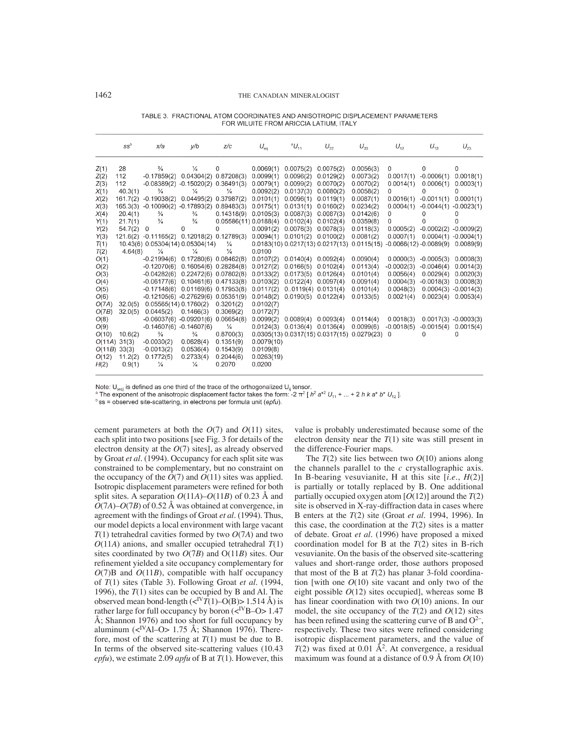TABLE 3. FRACTIONAL ATOM COORDINATES AND ANISOTROPIC DISPLACEMENT PARAMETERS FOR WILUITE FROM ARICCIA LATIUM, ITALY

| | ss[b] | x/a | y/b | z/c | $U_{eq}$ | [a]$U_{11}$ | $U_{22}$ | $U_{33}$ | $U_{12}$ | $U_{13}$ | $U_{23}$ |
|---|---|---|---|---|---|---|---|---|---|---|---|
| Z(1) | 28 | ¾ | ¼ | 0 | 0.0069(1) | 0.0075(2) | 0.0075(2) | 0.0056(3) | 0 | 0 | 0 |
| Z(2) | 112 | -0.17859(2) | 0.04304(2) | 0.87208(3) | 0.0099(1) | 0.0096(2) | 0.0129(2) | 0.0073(2) | 0.0017(1) | -0.0006(1) | 0.0018(1) |
| Z(3) | 112 | -0.08389(2) | -0.15020(2) | 0.36491(3) | 0.0079(1) | 0.0099(2) | 0.0070(2) | 0.0070(2) | 0.0014(1) | 0.0006(1) | 0.0003(1) |
| X(1) | 40.3(1) | ¾ | ¼ | ¼ | 0.0092(2) | 0.0137(3) | 0.0080(2) | 0.0058(2) | 0 | 0 | 0 |
| X(2) | 161.7(2) | -0.19038(2) | 0.04495(2) | 0.37987(2) | 0.0101(1) | 0.0096(1) | 0.0119(1) | 0.0087(1) | 0.0016(1) | -0.0011(1) | 0.0001(1) |
| X(3) | 165.3(3) | -0.10090(2) | -0.17893(2) | 0.89483(3) | 0.0175(1) | 0.0131(1) | 0.0160(2) | 0.0234(2) | 0.0004(1) | -0.0044(1) | -0.0023(1) |
| X(4) | 20.4(1) | ¾ | ¾ | 0.14318(9) | 0.0105(3) | 0.0087(3) | 0.0087(3) | 0.0142(6) | 0 | 0 | 0 |
| Y(1) | 21.7(1) | ¾ | ¾ | 0.05586(11) | 0.0188(4) | 0.0102(4) | 0.0102(4) | 0.0359(8) | 0 | 0 | 0 |
| Y(2) | 54.7(2) | 0 | 0 | 0 | 0.0091(2) | 0.0076(3) | 0.0078(3) | 0.0118(3) | 0.0005(2) | -0.0002(2) | -0.0009(2) |
| Y(3) | 121.6(2) | -0.11165(2) | 0.12018(2) | 0.12789(3) | 0.0094(1) | 0.0101(2) | 0.0100(2) | 0.0081(2) | 0.0007(1) | 0.0004(1) | -0.0004(1) |
| T(1) | 10.43(6) | 0.05304(14) | 0.05304(14) | ¼ | 0.0183(10) | 0.0217(13) | 0.0217(13) | 0.0115(15) | -0.0066(12) | -0.0089(9) | 0.0089(9) |
| T(2) | 4.64(8) | ¼ | ¼ | ¼ | 0.0100 | | | | | | |
| O(1) | | -0.21994(6) | 0.17280(6) | 0.08462(8) | 0.0107(2) | 0.0140(4) | 0.0092(4) | 0.0090(4) | 0.0000(3) | -0.0005(3) | 0.0008(3) |
| O(2) | | -0.12070(6) | 0.16054(6) | 0.28284(8) | 0.0127(2) | 0.0166(5) | 0.0102(4) | 0.0113(4) | -0.0002(3) | -0.0046(4) | 0.0014(3) |
| O(3) | | -0.04282(6) | 0.22472(6) | 0.07802(8) | 0.0133(2) | 0.0173(5) | 0.0126(4) | 0.0101(4) | 0.0056(4) | 0.0029(4) | 0.0020(3) |
| O(4) | | -0.06177(6) | 0.10461(6) | 0.47133(8) | 0.0103(2) | 0.0122(4) | 0.0097(4) | 0.0091(4) | 0.0004(3) | -0.0018(3) | 0.0008(3) |
| O(5) | | -0.17148(6) | 0.01169(6) | 0.17953(8) | 0.0117(2) | 0..0119(4) | 0.0131(4) | 0.0101(4) | 0.0048(3) | 0.0004(3) | -0.0014(3) |
| O(6) | | -0.12105(6) | -0.27629(6) | 0.05351(9) | 0.0148(2) | 0.0190(5) | 0.0122(4) | 0.0133(5) | 0.0021(4) | 0.0023(4) | 0.0053(4) |
| O(7A) | 32.0(5) | 0.05565(14) | 0.1760(2) | 0.3201(2) | 0.0102(7) | | | | | | |
| O(7B) | 32.0(5) | 0.0445(2) | 0.1466(3) | 0.3069(2) | 0.0172(7) | | | | | | |
| O(8) | | -0.06037(6) | -0.09201(6) | 0.06654(8) | 0.0099(2) | 0.0089(4) | 0.0093(4) | 0.0114(4) | 0.0018(3) | 0.0017(3) | -0.0003(3) |
| O(9) | | -0.14607(6) | -0.14607(6) | ¼ | 0.0124(3) | 0.0136(4) | 0.0136(4) | 0.0099(6) | -0.0018(5) | -0.0015(4) | 0.0015(4) |
| O(10) | 10.6(2) | ¾ | ¾ | 0.8700(3) | 0.0305(13) | 0.0317(15) | 0.0317(15) | 0.0279(23) | 0 | 0 | 0 |
| O(11A) | 31(3) | -0.0030(2) | 0.0628(4) | 0.1351(9) | 0.0079(10) | | | | | | |
| O(11B) | 33(3) | -0.0013(2) | 0.0536(4) | 0.1543(9) | 0.0109(8) | | | | | | |
| O(12) | 11.2(2) | 0.1772(5) | 0.2733(4) | 0.2044(6) | 0.0263(19) | | | | | | |
| H(2) | 0.9(1) | ¼ | ¼ | 0.2070 | 0.0200 | | | | | | |

Note: $U_{(eq)}$ is defined as one third of the trace of the orthogonalized $U_{ij}$ tensor.
[a] The exponent of the anisotropic displacement factor takes the form: $-2\pi^2 [h^2 a^{*2} U_{11} + ... + 2hka^*b^*U_{12}]$.
[b] ss = observed site-scattering, in electrons per formula unit (*epfu*).

cement parameters at both the $O(7)$ and $O(11)$ sites, each split into two positions [see Fig. 3 for details of the electron density at the $O(7)$ sites], as already observed by Groat *et al.* (1994). Occupancy for each split site was constrained to be complementary, but no constraint on the occupancy of the $O(7)$ and $O(11)$ sites was applied. Isotropic displacement parameters were refined for both split sites. A separation $O(11A)$–$O(11B)$ of 0.23 Å and $O(7A)$–$O(7B)$ of 0.52 Å was obtained at convergence, in agreement with the findings of Groat *et al.* (1994). Thus, our model depicts a local environment with large vacant $T(1)$ tetrahedral cavities formed by two $O(7A)$ and two $O(11A)$ anions, and smaller occupied tetrahedral $T(1)$ sites coordinated by two $O(7B)$ and $O(11B)$ sites. Our refinement yielded a site occupancy complementary for $O(7)$B and $O(11B)$, compatible with half occupancy of $T(1)$ sites (Table 3). Following Groat *et al.* (1994, 1996), the $T(1)$ sites can be occupied by B and Al. The observed mean bond-length ($<^{IV}T(1)$–O(B)$>$ 1.514 Å) is rather large for full occupancy by boron ($<^{IV}$B–O$>$ 1.47 Å; Shannon 1976) and too short for full occupancy by aluminum ($<^{IV}$Al–O$>$ 1.75 Å; Shannon 1976). Therefore, most of the scattering at $T(1)$ must be due to B. In terms of the observed site-scattering values (10.43 *epfu*), we estimate 2.09 *apfu* of B at $T(1)$. However, this value is probably underestimated because some of the electron density near the $T(1)$ site was still present in the difference-Fourier maps.

The $T(2)$ site lies between two $O(10)$ anions along the channels parallel to the *c* crystallographic axis. In B-bearing vesuvianite, H at this site [*i.e.*, $H(2)$] is partially or totally replaced by B. One additional partially occupied oxygen atom [$O(12)$] around the $T(2)$ site is observed in X-ray-diffraction data in cases where B enters at the $T(2)$ site (Groat *et al.* 1994, 1996). In this case, the coordination at the $T(2)$ sites is a matter of debate. Groat *et al.* (1996) have proposed a mixed coordination model for B at the $T(2)$ sites in B-rich vesuvianite. On the basis of the observed site-scattering values and short-range order, those authors proposed that most of the B at $T(2)$ has planar 3-fold coordination [with one $O(10)$ site vacant and only two of the eight possible $O(12)$ sites occupied], whereas some B has linear coordination with two $O(10)$ anions. In our model, the site occupancy of the $T(2)$ and $O(12)$ sites has been refined using the scattering curve of B and $O^{2-}$, respectively. These two sites were refined considering isotropic displacement parameters, and the value of $T(2)$ was fixed at 0.01 Å$^2$. At convergence, a residual maximum was found at a distance of 0.9 Å from $O(10)$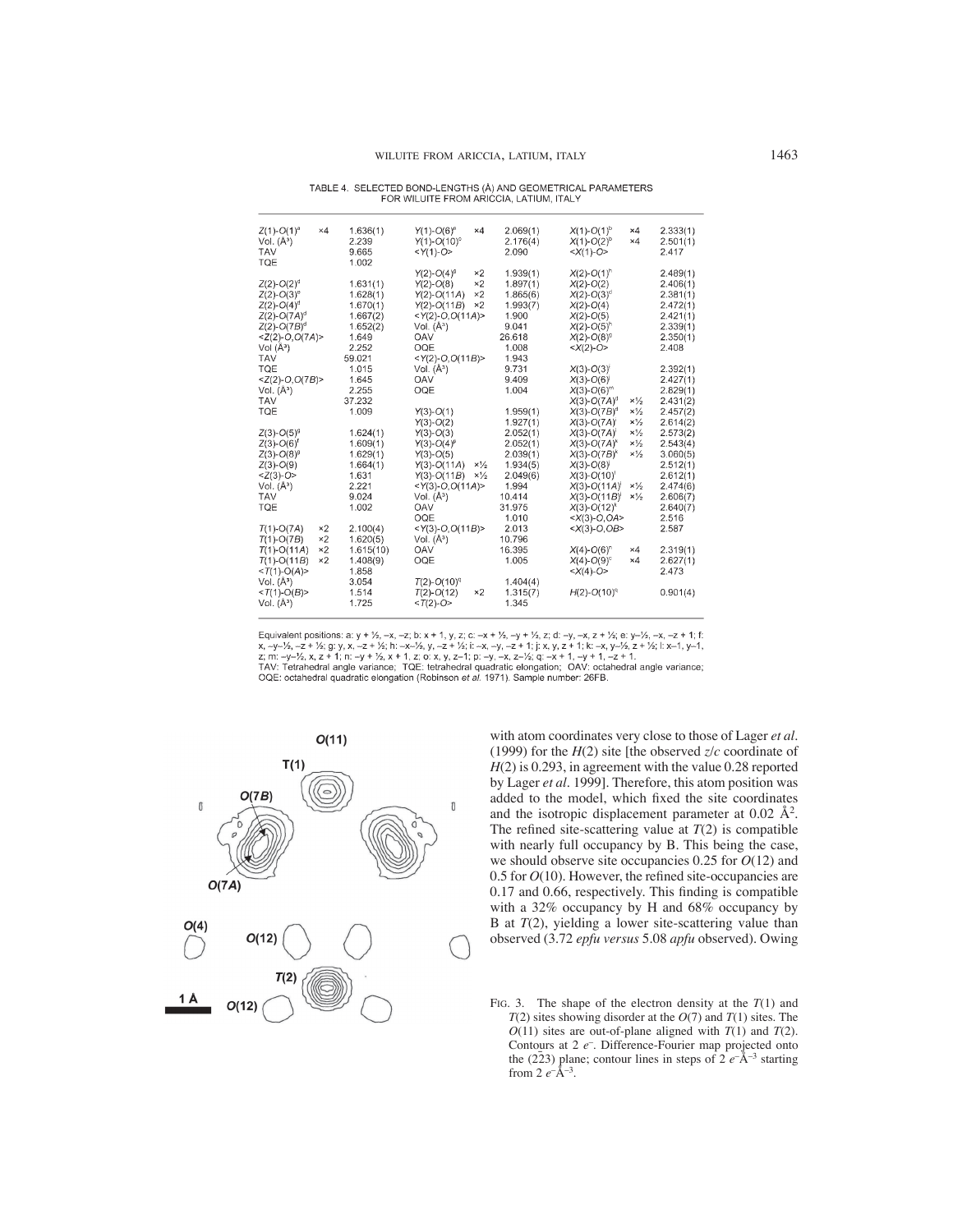TABLE 4. SELECTED BOND-LENGTHS (Å) AND GEOMETRICAL PARAMETERS FOR WILUITE FROM ARICCIA, LATIUM, ITALY

| | | | | | | | | |
|---|---|---|---|---|---|---|---|---|
| $Z(1)$-$O(1)^a$ | ×4 | 1.636(1) | $Y(1)$-$O(6)^e$ | ×4 | 2.069(1) | $X(1)$-$O(1)^b$ | ×4 | 2.333(1) |
| Vol. (Å³) | | 2.239 | $Y(1)$-$O(10)^c$ | | 2.176(4) | $X(1)$-$O(2)^b$ | ×4 | 2.501(1) |
| TAV | | 9.665 | <$Y(1)$-O> | | 2.090 | <$X(1)$-O> | | 2.417 |
| TQE | | 1.002 | | | | | | |
| | | | $Y(2)$-$O(4)^g$ | ×2 | 1.939(1) | $X(2)$-$O(1)^h$ | | 2.489(1) |
| $Z(2)$-$O(2)^d$ | | 1.631(1) | $Y(2)$-$O(8)$ | ×2 | 1.897(1) | $X(2)$-$O(2)$ | | 2.406(1) |
| $Z(2)$-$O(3)^e$ | | 1.628(1) | $Y(2)$-$O(11A)$ | ×2 | 1.865(6) | $X(2)$-$O(3)^d$ | | 2.381(1) |
| $Z(2)$-$O(4)^d$ | | 1.670(1) | $Y(2)$-$O(11B)$ | ×2 | 1.993(7) | $X(2)$-$O(4)$ | | 2.472(1) |
| $Z(2)$-$O(7A)^d$ | | 1.667(2) | <$Y(2)$-O,O(11A)> | | 1.900 | $X(2)$-$O(5)$ | | 2.421(1) |
| $Z(2)$-$O(7B)^d$ | | 1.652(2) | Vol. (Å³) | | 9.041 | $X(2)$-$O(5)^h$ | | 2.339(1) |
| <$Z(2)$-O,O(7A)> | | 1.649 | OAV | | 26.618 | $X(2)$-$O(8)^g$ | | 2.350(1) |
| Vol (Å³) | | 2.252 | OQE | | 1.008 | <$X(2)$-O> | | 2.408 |
| TAV | | 59.021 | <$Y(2)$-O,O(11B)> | | 1.943 | | | |
| TQE | | 1.015 | Vol. (Å³) | | 9.731 | $X(3)$-$O(3)^j$ | | 2.392(1) |
| <$Z(2)$-O,O(7B)> | | 1.645 | OAV | | 9.409 | $X(3)$-$O(6)^j$ | | 2.427(1) |
| Vol. (Å³) | | 2.255 | OQE | | 1.004 | $X(3)$-$O(6)^m$ | | 2.829(1) |
| TAV | | 37.232 | | | | $X(3)$-$O(7A)^g$ | ×½ | 2.431(2) |
| TQE | | 1.009 | $Y(3)$-$O(1)$ | | 1.959(1) | $X(3)$-$O(7B)^d$ | ×½ | 2.457(2) |
| | | | $Y(3)$-$O(2)$ | | 1.927(1) | $X(3)$-$O(7A)^i$ | ×½ | 2.614(2) |
| $Z(3)$-$O(5)^g$ | | 1.624(1) | $Y(3)$-$O(3)$ | | 2.052(1) | $X(3)$-$O(7A)^i$ | ×½ | 2.573(2) |
| $Z(3)$-$O(6)^f$ | | 1.609(1) | $Y(3)$-$O(4)^g$ | | 2.052(1) | $X(3)$-$O(7A)^k$ | ×½ | 2.543(4) |
| $Z(3)$-$O(8)^g$ | | 1.629(1) | $Y(3)$-$O(5)$ | | 2.039(1) | $X(3)$-$O(7B)^k$ | ×½ | 3.060(5) |
| $Z(3)$-$O(9)$ | | 1.664(1) | $Y(3)$-$O(11A)$ | ×½ | 1.934(5) | $X(3)$-$O(8)^j$ | | 2.512(1) |
| <$Z(3)$-O> | | 1.631 | $Y(3)$-$O(11B)$ | ×½ | 2.049(6) | $X(3)$-$O(10)^i$ | | 2.612(1) |
| Vol. (Å³) | | 2.221 | <$Y(3)$-O,O(11A)> | | 1.994 | $X(3)$-$O(11A)^j$ | ×½ | 2.474(6) |
| TAV | | 9.024 | Vol. (Å³) | | 10.414 | $X(3)$-$O(11B)^j$ | ×½ | 2.606(7) |
| TQE | | 1.002 | OAV | | 31.975 | $X(3)$-$O(12)^k$ | | 2.640(7) |
| | | | OQE | | 1.010 | <$X(3)$-O,OA> | | 2.516 |
| $T(1)$-$O(7A)$ | ×2 | 2.100(4) | <$Y(3)$-O,O(11B)> | | 2.013 | <$X(3)$-O,OB> | | 2.587 |
| $T(1)$-$O(7B)$ | ×2 | 1.620(5) | Vol. (Å³) | | 10.796 | | | |
| $T(1)$-$O(11A)$ | ×2 | 1.615(10) | OAV | | 16.395 | $X(4)$-$O(6)^n$ | ×4 | 2.319(1) |
| $T(1)$-$O(11B)$ | ×2 | 1.408(9) | OQE | | 1.005 | $X(4)$-$O(9)^c$ | ×4 | 2.627(1) |
| <$T(1)$-O(A)> | | 1.858 | | | | <$X(4)$-O> | | 2.473 |
| Vol. (Å³) | | 3.054 | $T(2)$-$O(10)^q$ | | 1.404(4) | | | |
| <$T(1)$-O(B)> | | 1.514 | $T(2)$-$O(12)$ | ×2 | 1.315(7) | $H(2)$-$O(10)^q$ | | 0.901(4) |
| Vol. (Å³) | | 1.725 | <$T(2)$-O> | | 1.345 | | | |

Equivalent positions: a: y + ½, –x, –z; b: x + 1, y, z; c: –x + ½, –y + ½, z; d: –y, –x, z + ½; e: y–½, –x, –z + 1; f: x, –y–½, –z + ½; g: y, x, –z + ½; h: –x–½, y, –z + ½; i: –x, –y, –z + 1; j: x, y, z + 1; k: –x, y–½, z + ½; l: x–1, y–1, z; m: –y–½, x, z + 1; n: –y + ½, x + 1, z; o: x, y, z–1; p: –y, –x, z–½; q: –x + 1, –y + 1, –z + 1.
TAV: Tetrahedral angle variance; TQE: tetrahedral quadratic elongation; OAV: octahedral angle variance; OQE: octahedral quadratic elongation (Robinson *et al.* 1971). Sample number: 26FB.

with atom coordinates very close to those of Lager *et al.* (1999) for the $H(2)$ site [the observed $z/c$ coordinate of $H(2)$ is 0.293, in agreement with the value 0.28 reported by Lager *et al.* 1999]. Therefore, this atom position was added to the model, which fixed the site coordinates and the isotropic displacement parameter at 0.02 Å$^2$. The refined site-scattering value at $T(2)$ is compatible with nearly full occupancy by B. This being the case, we should observe site occupancies 0.25 for $O(12)$ and 0.5 for $O(10)$. However, the refined site-occupancies are 0.17 and 0.66, respectively. This finding is compatible with a 32% occupancy by H and 68% occupancy by B at $T(2)$, yielding a lower site-scattering value than observed (3.72 *epfu versus* 5.08 *apfu* observed). Owing

FIG. 3. The shape of the electron density at the $T(1)$ and $T(2)$ sites showing disorder at the $O(7)$ and $T(1)$ sites. The $O(11)$ sites are out-of-plane aligned with $T(1)$ and $T(2)$. Contours at 2 $e^-$. Difference-Fourier map projected onto the ($2\bar{2}3$) plane; contour lines in steps of 2 $e^-$Å$^{-3}$ starting from 2 $e^-$Å$^{-3}$.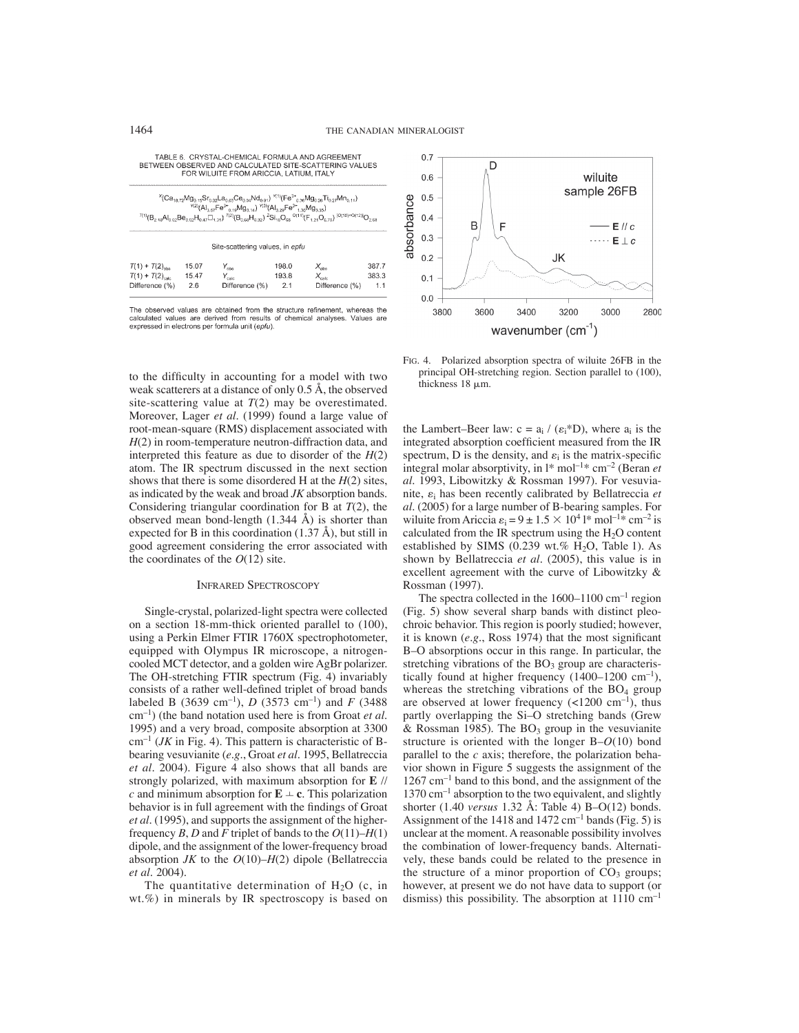TABLE 6. CRYSTAL-CHEMICAL FORMULA AND AGREEMENT BETWEEN OBSERVED AND CALCULATED SITE-SCATTERING VALUES FOR WILUITE FROM ARICCIA, LATIUM, ITALY

$^{X}(Ca_{18.72}Mg_{0.15}Sr_{0.02}La_{0.03}Ce_{0.04}Nd_{0.01})$ $^{Y(1)}(Fe^{3+}_{0.36}Mg_{0.26}Ti_{0.27}Mn_{0.11})$ $^{Y(2)}(Al_{3.67}Fe^{3+}_{0.19}Mg_{0.14})$ $^{Y(3)}(Al_{3.29}Fe^{2+}_{1.36}Mg_{3.35})$ $^{T(1)}(B_{2.48}Al_{0.02}Be_{0.02}H_{0.47}\square_{1.31})$ $^{T(2)}(B_{2.68}H_{0.32})$ $^{Z}Si_{18}O_{68}$ $^{O(11)}(F_{1.21}O_{6.79})$ $^{[O(10)+O(12)]}O_{2.68}$

Site-scattering values, in *epfu*

| | | | | | |
|---|---|---|---|---|---|
| $T(1) + T(2)_{obs}$ | 15.07 | $Y_{obs}$ | 198.0 | $X_{obs}$ | 387.7 |
| $T(1) + T(2)_{calc}$ | 15.47 | $Y_{calc}$ | 193.8 | $X_{calc}$ | 383.3 |
| Difference (%) | 2.6 | Difference (%) | 2.1 | Difference (%) | 1.1 |

The observed values are obtained from the structure refinement, whereas the calculated values are derived from results of chemical analyses. Values are expressed in electrons per formula unit (*epfu*).

to the difficulty in accounting for a model with two weak scatterers at a distance of only 0.5 Å, the observed site-scattering value at $T(2)$ may be overestimated. Moreover, Lager *et al*. (1999) found a large value of root-mean-square (RMS) displacement associated with $H(2)$ in room-temperature neutron-diffraction data, and interpreted this feature as due to disorder of the $H(2)$ atom. The IR spectrum discussed in the next section shows that there is some disordered H at the $H(2)$ sites, as indicated by the weak and broad *JK* absorption bands. Considering triangular coordination for B at $T(2)$, the observed mean bond-length (1.344 Å) is shorter than expected for B in this coordination (1.37 Å), but still in good agreement considering the error associated with the coordinates of the $O(12)$ site.

## Infrared Spectroscopy

Single-crystal, polarized-light spectra were collected on a section 18-mm-thick oriented parallel to (100), using a Perkin Elmer FTIR 1760X spectrophotometer, equipped with Olympus IR microscope, a nitrogen-cooled MCT detector, and a golden wire AgBr polarizer. The OH-stretching FTIR spectrum (Fig. 4) invariably consists of a rather well-defined triplet of broad bands labeled B (3639 cm$^{-1}$), *D* (3573 cm$^{-1}$) and *F* (3488 cm$^{-1}$) (the band notation used here is from Groat *et al*. 1995) and a very broad, composite absorption at 3300 cm$^{-1}$ (*JK* in Fig. 4). This pattern is characteristic of B-bearing vesuvianite (*e.g*., Groat *et al*. 1995, Bellatreccia *et al*. 2004). Figure 4 also shows that all bands are strongly polarized, with maximum absorption for **E** // *c* and minimum absorption for $\mathbf{E} \perp \mathbf{c}$. This polarization behavior is in full agreement with the findings of Groat *et al*. (1995), and supports the assignment of the higher-frequency *B*, *D* and *F* triplet of bands to the $O(11)$–$H(1)$ dipole, and the assignment of the lower-frequency broad absorption *JK* to the $O(10)$–$H(2)$ dipole (Bellatreccia *et al*. 2004).

The quantitative determination of $H_2O$ (c, in wt.%) in minerals by IR spectroscopy is based on the Lambert–Beer law: $c = a_i / (\varepsilon_i * D)$, where $a_i$ is the integrated absorption coefficient measured from the IR spectrum, D is the density, and $\varepsilon_i$ is the matrix-specific integral molar absorptivity, in l* mol$^{-1}$* cm$^{-2}$ (Beran *et al*. 1993, Libowitzky & Rossman 1997). For vesuvianite, $\varepsilon_i$ has been recently calibrated by Bellatreccia *et al*. (2005) for a large number of B-bearing samples. For wiluite from Ariccia $\varepsilon_i = 9 \pm 1.5 \times 10^4$ l* mol$^{-1}$* cm$^{-2}$ is calculated from the IR spectrum using the $H_2O$ content established by SIMS (0.239 wt.% $H_2O$, Table 1). As shown by Bellatreccia *et al*. (2005), this value is in excellent agreement with the curve of Libowitzky & Rossman (1997).

FIG. 4. Polarized absorption spectra of wiluite 26FB in the principal OH-stretching region. Section parallel to (100), thickness 18 μm.

The spectra collected in the 1600–1100 cm$^{-1}$ region (Fig. 5) show several sharp bands with distinct pleochroic behavior. This region is poorly studied; however, it is known (*e.g*., Ross 1974) that the most significant B–O absorptions occur in this range. In particular, the stretching vibrations of the $BO_3$ group are characteristically found at higher frequency (1400–1200 cm$^{-1}$), whereas the stretching vibrations of the $BO_4$ group are observed at lower frequency (<1200 cm$^{-1}$), thus partly overlapping the Si–O stretching bands (Grew & Rossman 1985). The $BO_3$ group in the vesuvianite structure is oriented with the longer B–$O(10)$ bond parallel to the *c* axis; therefore, the polarization behavior shown in Figure 5 suggests the assignment of the 1267 cm$^{-1}$ band to this bond, and the assignment of the 1370 cm$^{-1}$ absorption to the two equivalent, and slightly shorter (1.40 *versus* 1.32 Å: Table 4) B–$O(12)$ bonds. Assignment of the 1418 and 1472 cm$^{-1}$ bands (Fig. 5) is unclear at the moment. A reasonable possibility involves the combination of lower-frequency bands. Alternatively, these bands could be related to the presence in the structure of a minor proportion of $CO_3$ groups; however, at present we do not have data to support (or dismiss) this possibility. The absorption at 1110 cm$^{-1}$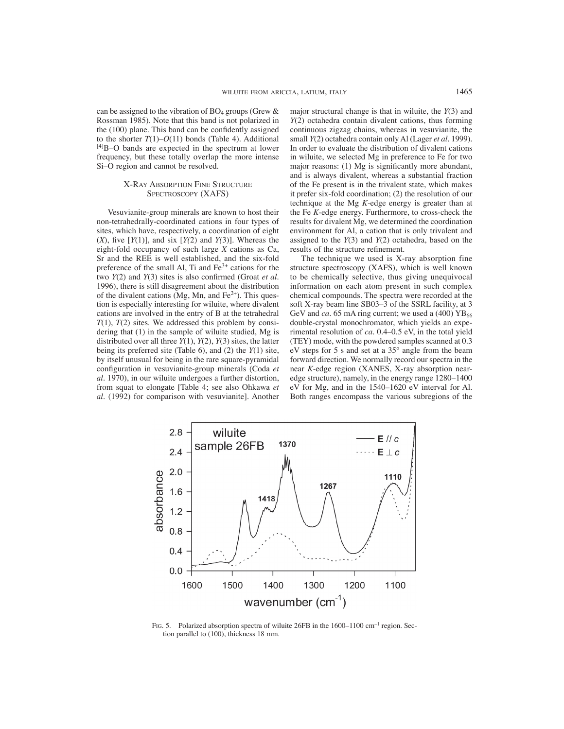can be assigned to the vibration of $BO_4$ groups (Grew & Rossman 1985). Note that this band is not polarized in the (100) plane. This band can be confidently assigned to the shorter $T(1)$–$O(11)$ bonds (Table 4). Additional $^{[4]}$B–O bands are expected in the spectrum at lower frequency, but these totally overlap the more intense Si–O region and cannot be resolved.

## X-Ray Absorption Fine Structure Spectroscopy (XAFS)

Vesuvianite-group minerals are known to host their non-tetrahedrally-coordinated cations in four types of sites, which have, respectively, a coordination of eight ($X$), five [$Y(1)$], and six [$Y(2)$ and $Y(3)$]. Whereas the eight-fold occupancy of such large $X$ cations as Ca, Sr and the REE is well established, and the six-fold preference of the small Al, Ti and $Fe^{3+}$ cations for the two $Y(2)$ and $Y(3)$ sites is also confirmed (Groat *et al.* 1996), there is still disagreement about the distribution of the divalent cations (Mg, Mn, and $Fe^{2+}$). This question is especially interesting for wiluite, where divalent cations are involved in the entry of B at the tetrahedral $T(1)$, $T(2)$ sites. We addressed this problem by considering that (1) in the sample of wiluite studied, Mg is distributed over all three $Y(1)$, $Y(2)$, $Y(3)$ sites, the latter being its preferred site (Table 6), and (2) the $Y(1)$ site, by itself unusual for being in the rare square-pyramidal configuration in vesuvianite-group minerals (Coda *et al.* 1970), in our wiluite undergoes a further distortion, from squat to elongate [Table 4; see also Ohkawa *et al.* (1992) for comparison with vesuvianite]. Another major structural change is that in wiluite, the $Y(3)$ and $Y(2)$ octahedra contain divalent cations, thus forming continuous zigzag chains, whereas in vesuvianite, the small $Y(2)$ octahedra contain only Al (Lager *et al.* 1999). In order to evaluate the distribution of divalent cations in wiluite, we selected Mg in preference to Fe for two major reasons: (1) Mg is significantly more abundant, and is always divalent, whereas a substantial fraction of the Fe present is in the trivalent state, which makes it prefer six-fold coordination; (2) the resolution of our technique at the Mg $K$-edge energy is greater than at the Fe $K$-edge energy. Furthermore, to cross-check the results for divalent Mg, we determined the coordination environment for Al, a cation that is only trivalent and assigned to the $Y(3)$ and $Y(2)$ octahedra, based on the results of the structure refinement.

The technique we used is X-ray absorption fine structure spectroscopy (XAFS), which is well known to be chemically selective, thus giving unequivocal information on each atom present in such complex chemical compounds. The spectra were recorded at the soft X-ray beam line SB03–3 of the SSRL facility, at 3 GeV and *ca.* 65 mA ring current; we used a (400) $YB_{66}$ double-crystal monochromator, which yields an experimental resolution of *ca.* 0.4–0.5 eV, in the total yield (TEY) mode, with the powdered samples scanned at 0.3 eV steps for 5 s and set at a 35° angle from the beam forward direction. We normally record our spectra in the near $K$-edge region (XANES, X-ray absorption near-edge structure), namely, in the energy range 1280–1400 eV for Mg, and in the 1540–1620 eV interval for Al. Both ranges encompass the various subregions of the

FIG. 5. Polarized absorption spectra of wiluite 26FB in the 1600–1100 $cm^{-1}$ region. Section parallel to (100), thickness 18 mm.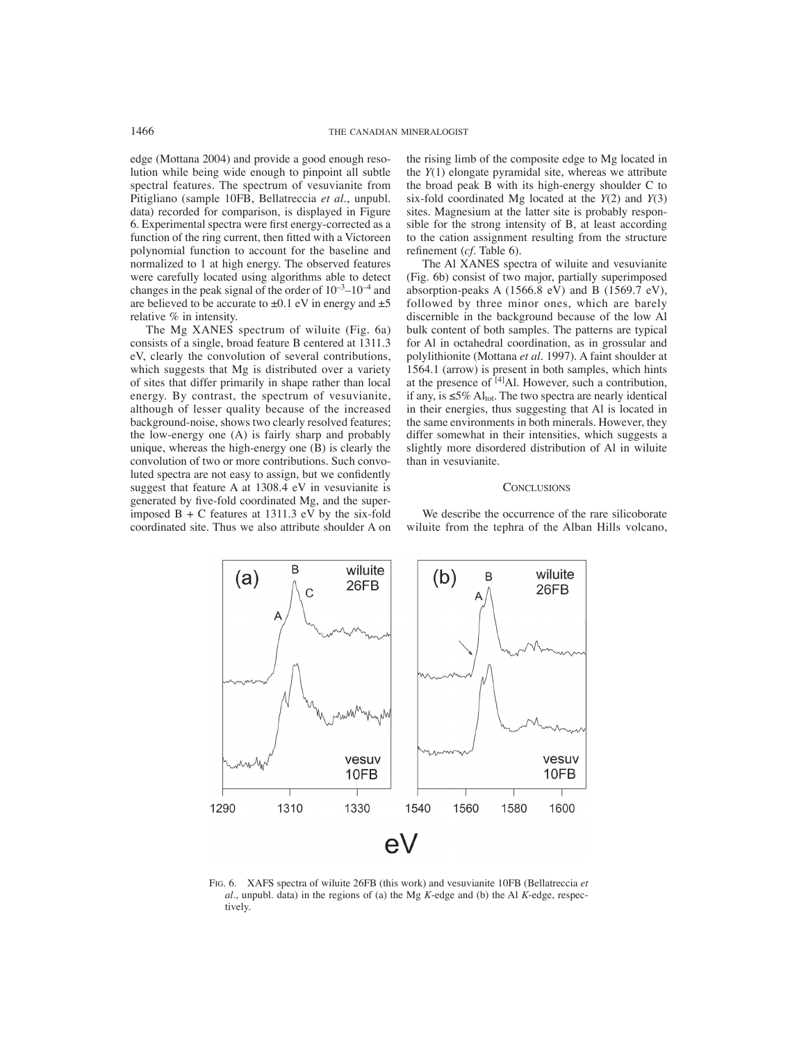edge (Mottana 2004) and provide a good enough resolution while being wide enough to pinpoint all subtle spectral features. The spectrum of vesuvianite from Pitigliano (sample 10FB, Bellatreccia *et al.*, unpubl. data) recorded for comparison, is displayed in Figure 6. Experimental spectra were first energy-corrected as a function of the ring current, then fitted with a Victoreen polynomial function to account for the baseline and normalized to 1 at high energy. The observed features were carefully located using algorithms able to detect changes in the peak signal of the order of $10^{-3}$–$10^{-4}$ and are believed to be accurate to ±0.1 eV in energy and ±5 relative % in intensity.

The Mg XANES spectrum of wiluite (Fig. 6a) consists of a single, broad feature B centered at 1311.3 eV, clearly the convolution of several contributions, which suggests that Mg is distributed over a variety of sites that differ primarily in shape rather than local energy. By contrast, the spectrum of vesuvianite, although of lesser quality because of the increased background-noise, shows two clearly resolved features; the low-energy one (A) is fairly sharp and probably unique, whereas the high-energy one (B) is clearly the convolution of two or more contributions. Such convoluted spectra are not easy to assign, but we confidently suggest that feature A at 1308.4 eV in vesuvianite is generated by five-fold coordinated Mg, and the superimposed B + C features at 1311.3 eV by the six-fold coordinated site. Thus we also attribute shoulder A on the rising limb of the composite edge to Mg located in the *Y*(1) elongate pyramidal site, whereas we attribute the broad peak B with its high-energy shoulder C to six-fold coordinated Mg located at the *Y*(2) and *Y*(3) sites. Magnesium at the latter site is probably responsible for the strong intensity of B, at least according to the cation assignment resulting from the structure refinement (*cf.* Table 6).

The Al XANES spectra of wiluite and vesuvianite (Fig. 6b) consist of two major, partially superimposed absorption-peaks A (1566.8 eV) and B (1569.7 eV), followed by three minor ones, which are barely discernible in the background because of the low Al bulk content of both samples. The patterns are typical for Al in octahedral coordination, as in grossular and polylithionite (Mottana *et al.* 1997). A faint shoulder at 1564.1 (arrow) is present in both samples, which hints at the presence of $^{[4]}$Al. However, such a contribution, if any, is ≤5% $Al_{tot}$. The two spectra are nearly identical in their energies, thus suggesting that Al is located in the same environments in both minerals. However, they differ somewhat in their intensities, which suggests a slightly more disordered distribution of Al in wiluite than in vesuvianite.

## Conclusions

We describe the occurrence of the rare silicoborate wiluite from the tephra of the Alban Hills volcano,

FIG. 6. XAFS spectra of wiluite 26FB (this work) and vesuvianite 10FB (Bellatreccia *et al.*, unpubl. data) in the regions of (a) the Mg *K*-edge and (b) the Al *K*-edge, respectively.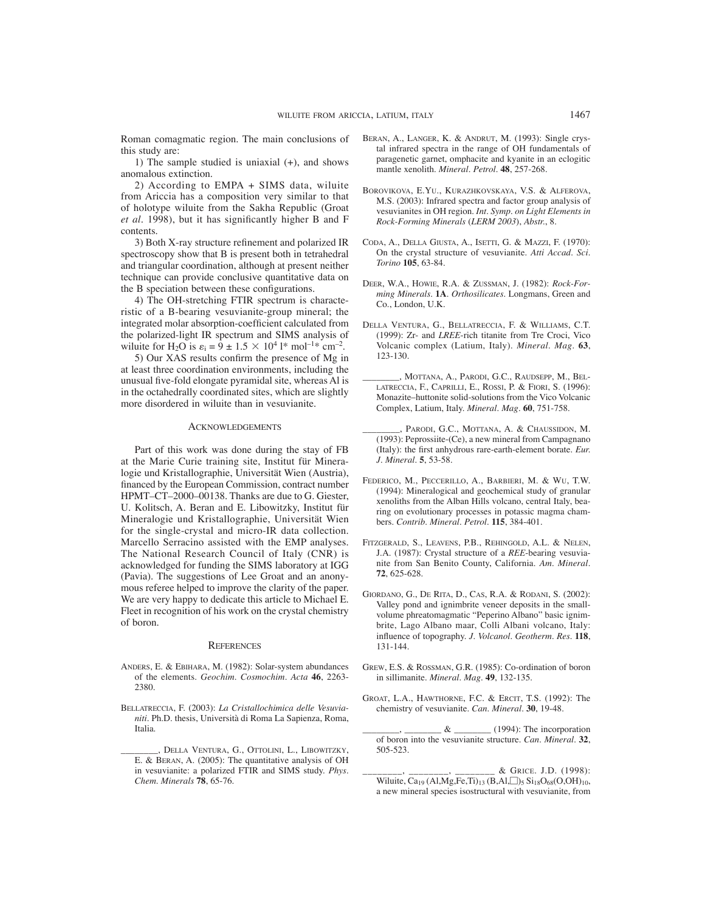Roman comagmatic region. The main conclusions of this study are:

1) The sample studied is uniaxial (+), and shows anomalous extinction.

2) According to EMPA + SIMS data, wiluite from Ariccia has a composition very similar to that of holotype wiluite from the Sakha Republic (Groat *et al*. 1998), but it has significantly higher B and F contents.

3) Both X-ray structure refinement and polarized IR spectroscopy show that B is present both in tetrahedral and triangular coordination, although at present neither technique can provide conclusive quantitative data on the B speciation between these configurations.

4) The OH-stretching FTIR spectrum is characteristic of a B-bearing vesuvianite-group mineral; the integrated molar absorption-coefficient calculated from the polarized-light IR spectrum and SIMS analysis of wiluite for $H_2O$ is $\varepsilon_i = 9 \pm 1.5 \times 10^4$ l* $mol^{-1}$* $cm^{-2}$.

5) Our XAS results confirm the presence of Mg in at least three coordination environments, including the unusual five-fold elongate pyramidal site, whereas Al is in the octahedrally coordinated sites, which are slightly more disordered in wiluite than in vesuvianite.

## Acknowledgements

Part of this work was done during the stay of FB at the Marie Curie training site, Institut für Mineralogie und Kristallographie, Universität Wien (Austria), financed by the European Commission, contract number HPMT–CT–2000–00138. Thanks are due to G. Giester, U. Kolitsch, A. Beran and E. Libowitzky, Institut für Mineralogie und Kristallographie, Universität Wien for the single-crystal and micro-IR data collection. Marcello Serracino assisted with the EMP analyses. The National Research Council of Italy (CNR) is acknowledged for funding the SIMS laboratory at IGG (Pavia). The suggestions of Lee Groat and an anonymous referee helped to improve the clarity of the paper. We are very happy to dedicate this article to Michael E. Fleet in recognition of his work on the crystal chemistry of boron.

## References

Anders, E. & Ebihara, M. (1982): Solar-system abundances of the elements. *Geochim. Cosmochim. Acta* **46**, 2263-2380.

Bellatreccia, F. (2003): *La Cristallochimica delle Vesuvianiti*. Ph.D. thesis, Università di Roma La Sapienza, Roma, Italia.

________, Della Ventura, G., Ottolini, L., Libowitzky, E. & Beran, A. (2005): The quantitative analysis of OH in vesuvianite: a polarized FTIR and SIMS study. *Phys. Chem. Minerals* **78**, 65-76.

Beran, A., Langer, K. & Andrut, M. (1993): Single crystal infrared spectra in the range of OH fundamentals of paragenetic garnet, omphacite and kyanite in an eclogitic mantle xenolith. *Mineral. Petrol.* **48**, 257-268.

Borovikova, E.Yu., Kurazhkovskaya, V.S. & Alferova, M.S. (2003): Infrared spectra and factor group analysis of vesuvianites in OH region. *Int. Symp. on Light Elements in Rock-Forming Minerals* (*LERM 2003*), *Abstr.*, 8.

Coda, A., Della Giusta, A., Isetti, G. & Mazzi, F. (1970): On the crystal structure of vesuvianite. *Atti Accad. Sci. Torino* **105**, 63-84.

Deer, W.A., Howie, R.A. & Zussman, J. (1982): *Rock-Forming Minerals*. **1A**. *Orthosilicates*. Longmans, Green and Co., London, U.K.

Della Ventura, G., Bellatreccia, F. & Williams, C.T. (1999): Zr- and *LREE*-rich titanite from Tre Croci, Vico Volcanic complex (Latium, Italy). *Mineral. Mag.* **63**, 123-130.

________, Mottana, A., Parodi, G.C., Raudsepp, M., Bellatreccia, F., Caprilli, E., Rossi, P. & Fiori, S. (1996): Monazite–huttonite solid-solutions from the Vico Volcanic Complex, Latium, Italy. *Mineral. Mag.* **60**, 751-758.

________, Parodi, G.C., Mottana, A. & Chaussidon, M. (1993): Peprossiite-(Ce), a new mineral from Campagnano (Italy): the first anhydrous rare-earth-element borate. *Eur. J. Mineral.* **5**, 53-58.

Federico, M., Peccerillo, A., Barbieri, M. & Wu, T.W. (1994): Mineralogical and geochemical study of granular xenoliths from the Alban Hills volcano, central Italy, bearing on evolutionary processes in potassic magma chambers. *Contrib. Mineral. Petrol.* **115**, 384-401.

Fitzgerald, S., Leavens, P.B., Rehingold, A.L. & Nelen, J.A. (1987): Crystal structure of a *REE*-bearing vesuvianite from San Benito County, California. *Am. Mineral.* **72**, 625-628.

Giordano, G., De Rita, D., Cas, R.A. & Rodani, S. (2002): Valley pond and ignimbrite veneer deposits in the small-volume phreatomagmatic "Peperino Albano" basic ignimbrite, Lago Albano maar, Colli Albani volcano, Italy: influence of topography. *J. Volcanol. Geotherm. Res.* **118**, 131-144.

Grew, E.S. & Rossman, G.R. (1985): Co-ordination of boron in sillimanite. *Mineral. Mag.* **49**, 132-135.

Groat, L.A., Hawthorne, F.C. & Ercit, T.S. (1992): The chemistry of vesuvianite. *Can. Mineral.* **30**, 19-48.

________, ________ & ________ (1994): The incorporation of boron into the vesuvianite structure. *Can. Mineral.* **32**, 505-523.

________, ________, ________ & Grice. J.D. (1998): Wiluite, $Ca_{19}(Al,Mg,Fe,Ti)_{13}(B,Al,\square)_5 Si_{18}O_{68}(O,OH)_{10}$, a new mineral species isostructural with vesuvianite, from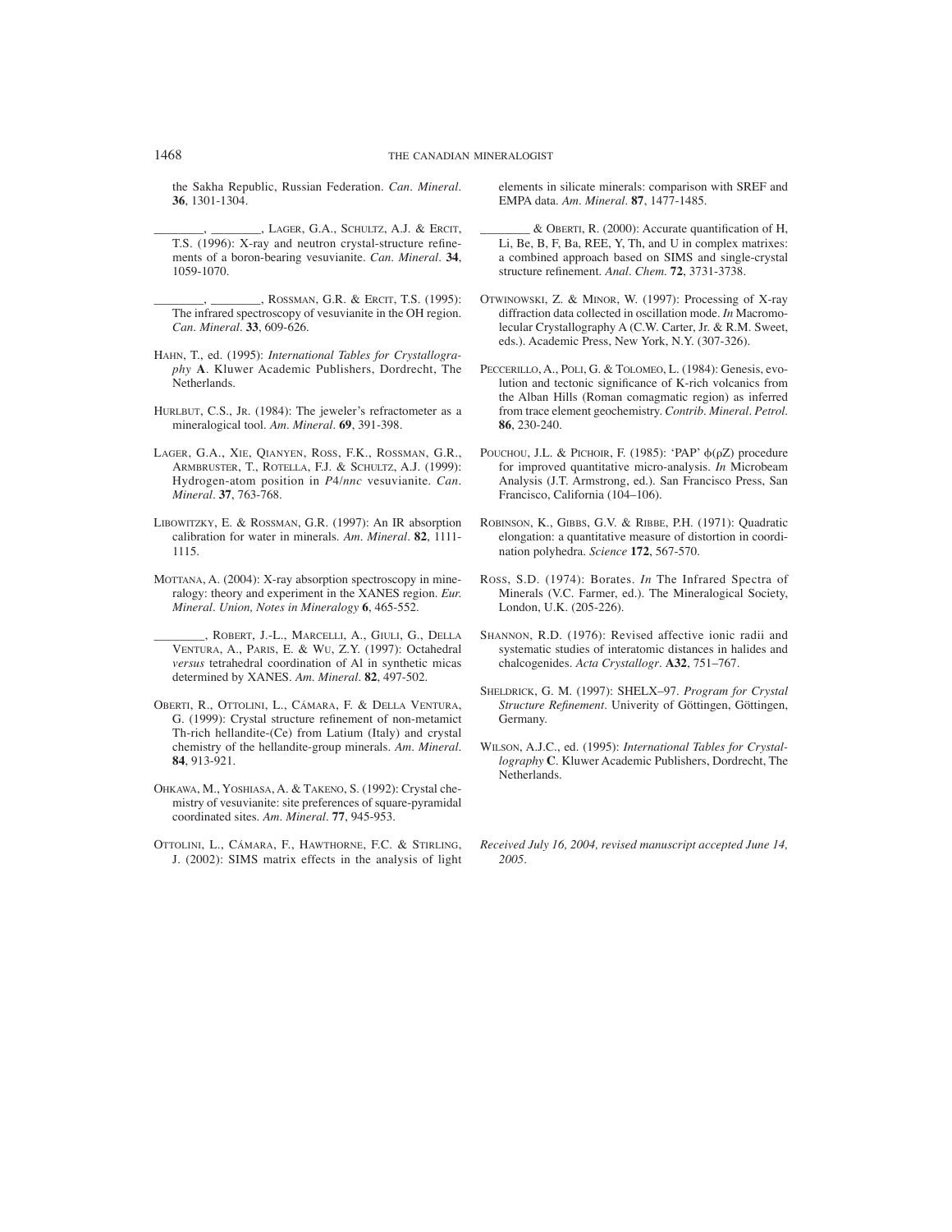the Sakha Republic, Russian Federation. *Can. Mineral.* **36**, 1301-1304.

________, ________, LAGER, G.A., SCHULTZ, A.J. & ERCIT, T.S. (1996): X-ray and neutron crystal-structure refinements of a boron-bearing vesuvianite. *Can. Mineral.* **34**, 1059-1070.

________, ________, ROSSMAN, G.R. & ERCIT, T.S. (1995): The infrared spectroscopy of vesuvianite in the OH region. *Can. Mineral.* **33**, 609-626.

HAHN, T., ed. (1995): *International Tables for Crystallography* **A**. Kluwer Academic Publishers, Dordrecht, The Netherlands.

HURLBUT, C.S., JR. (1984): The jeweler's refractometer as a mineralogical tool. *Am. Mineral.* **69**, 391-398.

LAGER, G.A., XIE, QIANYEN, ROSS, F.K., ROSSMAN, G.R., ARMBRUSTER, T., ROTELLA, F.J. & SCHULTZ, A.J. (1999): Hydrogen-atom position in *P*4/*nnc* vesuvianite. *Can. Mineral.* **37**, 763-768.

LIBOWITZKY, E. & ROSSMAN, G.R. (1997): An IR absorption calibration for water in minerals. *Am. Mineral.* **82**, 1111-1115.

MOTTANA, A. (2004): X-ray absorption spectroscopy in mineralogy: theory and experiment in the XANES region. *Eur. Mineral. Union, Notes in Mineralogy* **6**, 465-552.

________, ROBERT, J.-L., MARCELLI, A., GIULI, G., DELLA VENTURA, A., PARIS, E. & WU, Z.Y. (1997): Octahedral *versus* tetrahedral coordination of Al in synthetic micas determined by XANES. *Am. Mineral.* **82**, 497-502.

OBERTI, R., OTTOLINI, L., CÁMARA, F. & DELLA VENTURA, G. (1999): Crystal structure refinement of non-metamict Th-rich hellandite-(Ce) from Latium (Italy) and crystal chemistry of the hellandite-group minerals. *Am. Mineral.* **84**, 913-921.

OHKAWA, M., YOSHIASA, A. & TAKENO, S. (1992): Crystal chemistry of vesuvianite: site preferences of square-pyramidal coordinated sites. *Am. Mineral.* **77**, 945-953.

OTTOLINI, L., CÁMARA, F., HAWTHORNE, F.C. & STIRLING, J. (2002): SIMS matrix effects in the analysis of light elements in silicate minerals: comparison with SREF and EMPA data. *Am. Mineral.* **87**, 1477-1485.

________ & OBERTI, R. (2000): Accurate quantification of H, Li, Be, B, F, Ba, REE, Y, Th, and U in complex matrixes: a combined approach based on SIMS and single-crystal structure refinement. *Anal. Chem.* **72**, 3731-3738.

OTWINOWSKI, Z. & MINOR, W. (1997): Processing of X-ray diffraction data collected in oscillation mode. *In* Macromolecular Crystallography A (C.W. Carter, Jr. & R.M. Sweet, eds.). Academic Press, New York, N.Y. (307-326).

PECCERILLO, A., POLI, G. & TOLOMEO, L. (1984): Genesis, evolution and tectonic significance of K-rich volcanics from the Alban Hills (Roman comagmatic region) as inferred from trace element geochemistry. *Contrib. Mineral. Petrol.* **86**, 230-240.

POUCHOU, J.L. & PICHOIR, F. (1985): 'PAP' $\phi(\rho Z)$ procedure for improved quantitative micro-analysis. *In* Microbeam Analysis (J.T. Armstrong, ed.). San Francisco Press, San Francisco, California (104–106).

ROBINSON, K., GIBBS, G.V. & RIBBE, P.H. (1971): Quadratic elongation: a quantitative measure of distortion in coordination polyhedra. *Science* **172**, 567-570.

ROSS, S.D. (1974): Borates. *In* The Infrared Spectra of Minerals (V.C. Farmer, ed.). The Mineralogical Society, London, U.K. (205-226).

SHANNON, R.D. (1976): Revised affective ionic radii and systematic studies of interatomic distances in halides and chalcogenides. *Acta Crystallogr.* **A32**, 751–767.

SHELDRICK, G. M. (1997): SHELX–97. *Program for Crystal Structure Refinement*. Univerity of Göttingen, Göttingen, Germany.

WILSON, A.J.C., ed. (1995): *International Tables for Crystallography* **C**. Kluwer Academic Publishers, Dordrecht, The Netherlands.

*Received July 16, 2004, revised manuscript accepted June 14, 2005.*